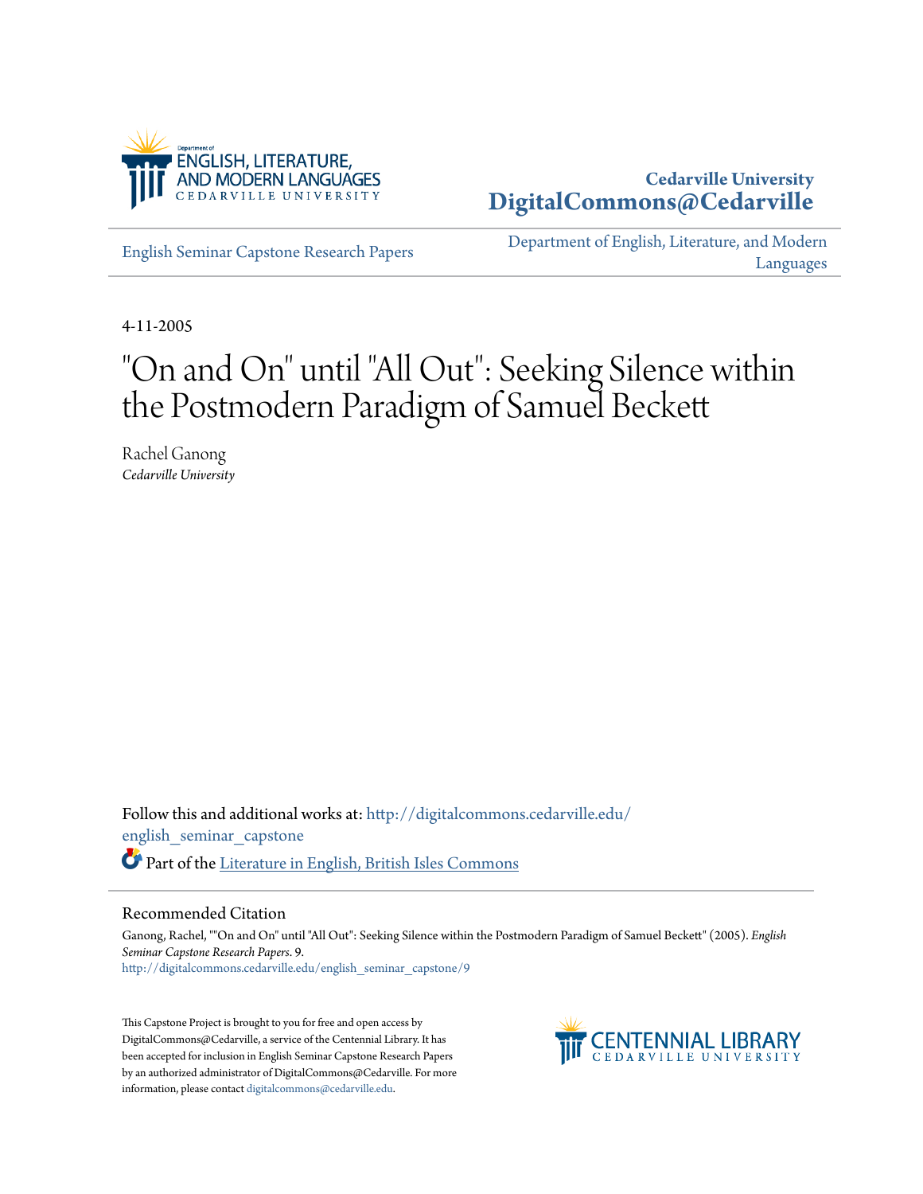Department of ENGLISH, LITERATURE, AND MODERN LANGUAGES
CEDARVILLE UNIVERSITY

**Cedarville University**
**DigitalCommons@Cedarville**

English Seminar Capstone Research Papers

Department of English, Literature, and Modern Languages

4-11-2005

# "On and On" until "All Out": Seeking Silence within the Postmodern Paradigm of Samuel Beckett

Rachel Ganong
*Cedarville University*

Follow this and additional works at: http://digitalcommons.cedarville.edu/english_seminar_capstone

Part of the Literature in English, British Isles Commons

## Recommended Citation

Ganong, Rachel, ""On and On" until "All Out": Seeking Silence within the Postmodern Paradigm of Samuel Beckett" (2005). *English Seminar Capstone Research Papers*. 9.
http://digitalcommons.cedarville.edu/english_seminar_capstone/9

This Capstone Project is brought to you for free and open access by DigitalCommons@Cedarville, a service of the Centennial Library. It has been accepted for inclusion in English Seminar Capstone Research Papers by an authorized administrator of DigitalCommons@Cedarville. For more information, please contact digitalcommons@cedarville.edu.

CENTENNIAL LIBRARY
CEDARVILLE UNIVERSITY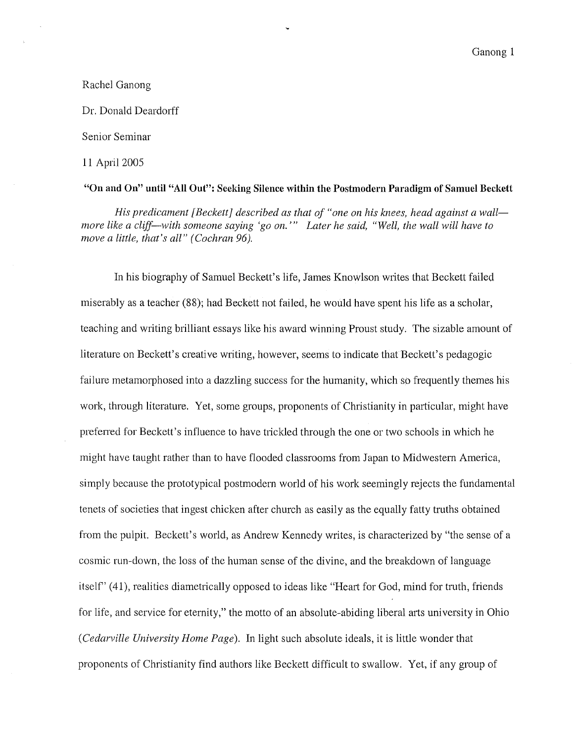Rachel Ganong

Dr. Donald Deardorff

Senior Seminar

11 April 2005

**"On and On" until "All Out": Seeking Silence within the Postmodern Paradigm of Samuel Beckett**

*His predicament [Beckett] described as that of "one on his knees, head against a wall—more like a cliff—with someone saying 'go on.'" Later he said, "Well, the wall will have to move a little, that's all" (Cochran 96).*

In his biography of Samuel Beckett's life, James Knowlson writes that Beckett failed miserably as a teacher (88); had Beckett not failed, he would have spent his life as a scholar, teaching and writing brilliant essays like his award winning Proust study. The sizable amount of literature on Beckett's creative writing, however, seems to indicate that Beckett's pedagogic failure metamorphosed into a dazzling success for the humanity, which so frequently themes his work, through literature. Yet, some groups, proponents of Christianity in particular, might have preferred for Beckett's influence to have trickled through the one or two schools in which he might have taught rather than to have flooded classrooms from Japan to Midwestern America, simply because the prototypical postmodern world of his work seemingly rejects the fundamental tenets of societies that ingest chicken after church as easily as the equally fatty truths obtained from the pulpit. Beckett's world, as Andrew Kennedy writes, is characterized by "the sense of a cosmic run-down, the loss of the human sense of the divine, and the breakdown of language itself" (41), realities diametrically opposed to ideas like "Heart for God, mind for truth, friends for life, and service for eternity," the motto of an absolute-abiding liberal arts university in Ohio (*Cedarville University Home Page*). In light such absolute ideals, it is little wonder that proponents of Christianity find authors like Beckett difficult to swallow. Yet, if any group of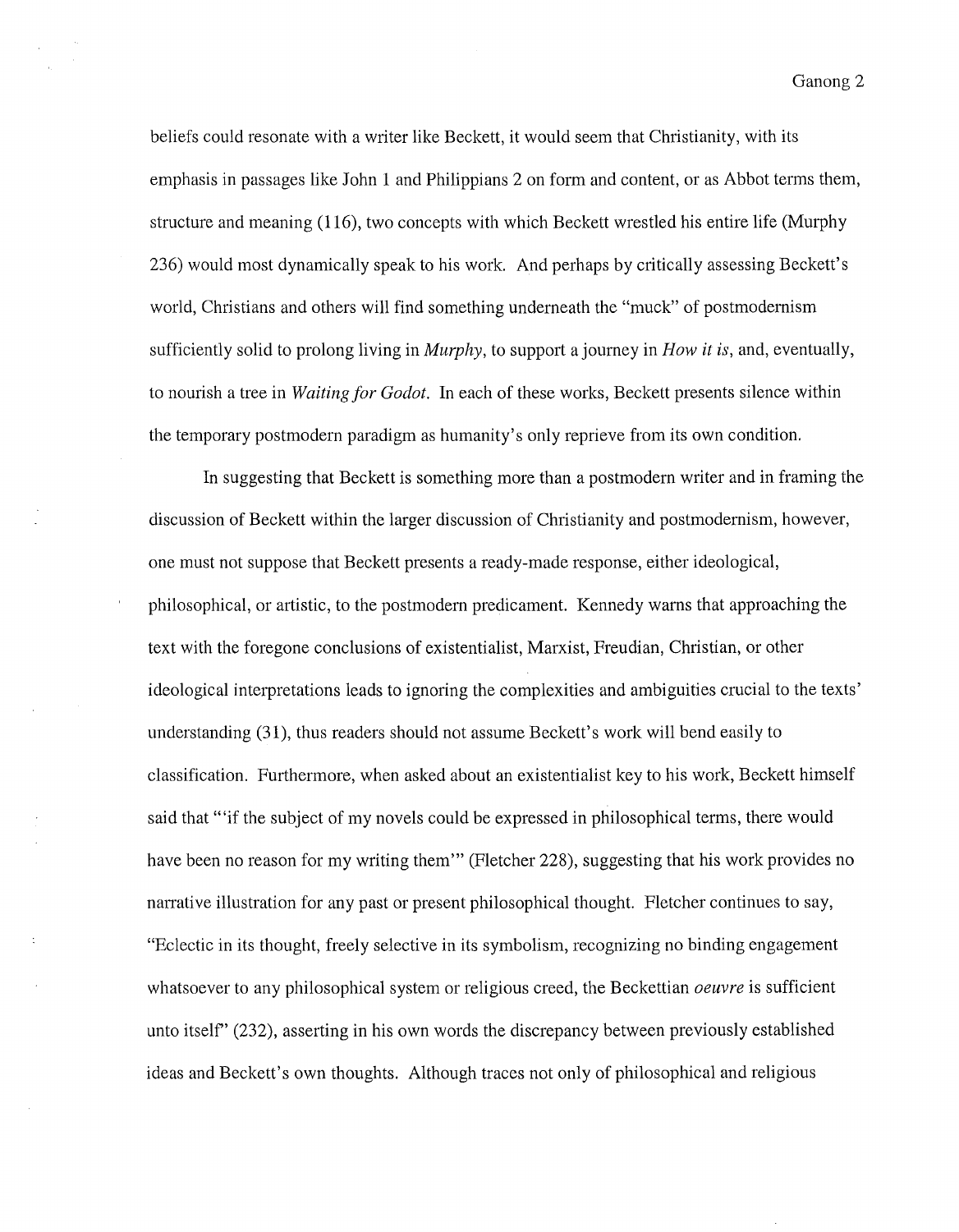beliefs could resonate with a writer like Beckett, it would seem that Christianity, with its emphasis in passages like John 1 and Philippians 2 on form and content, or as Abbot terms them, structure and meaning (116), two concepts with which Beckett wrestled his entire life (Murphy 236) would most dynamically speak to his work. And perhaps by critically assessing Beckett's world, Christians and others will find something underneath the "muck" of postmodernism sufficiently solid to prolong living in *Murphy*, to support a journey in *How it is*, and, eventually, to nourish a tree in *Waiting for Godot*. In each of these works, Beckett presents silence within the temporary postmodern paradigm as humanity's only reprieve from its own condition.

In suggesting that Beckett is something more than a postmodern writer and in framing the discussion of Beckett within the larger discussion of Christianity and postmodernism, however, one must not suppose that Beckett presents a ready-made response, either ideological, philosophical, or artistic, to the postmodern predicament. Kennedy warns that approaching the text with the foregone conclusions of existentialist, Marxist, Freudian, Christian, or other ideological interpretations leads to ignoring the complexities and ambiguities crucial to the texts' understanding (31), thus readers should not assume Beckett's work will bend easily to classification. Furthermore, when asked about an existentialist key to his work, Beckett himself said that "'if the subject of my novels could be expressed in philosophical terms, there would have been no reason for my writing them'" (Fletcher 228), suggesting that his work provides no narrative illustration for any past or present philosophical thought. Fletcher continues to say, "Eclectic in its thought, freely selective in its symbolism, recognizing no binding engagement whatsoever to any philosophical system or religious creed, the Beckettian *oeuvre* is sufficient unto itself" (232), asserting in his own words the discrepancy between previously established ideas and Beckett's own thoughts. Although traces not only of philosophical and religious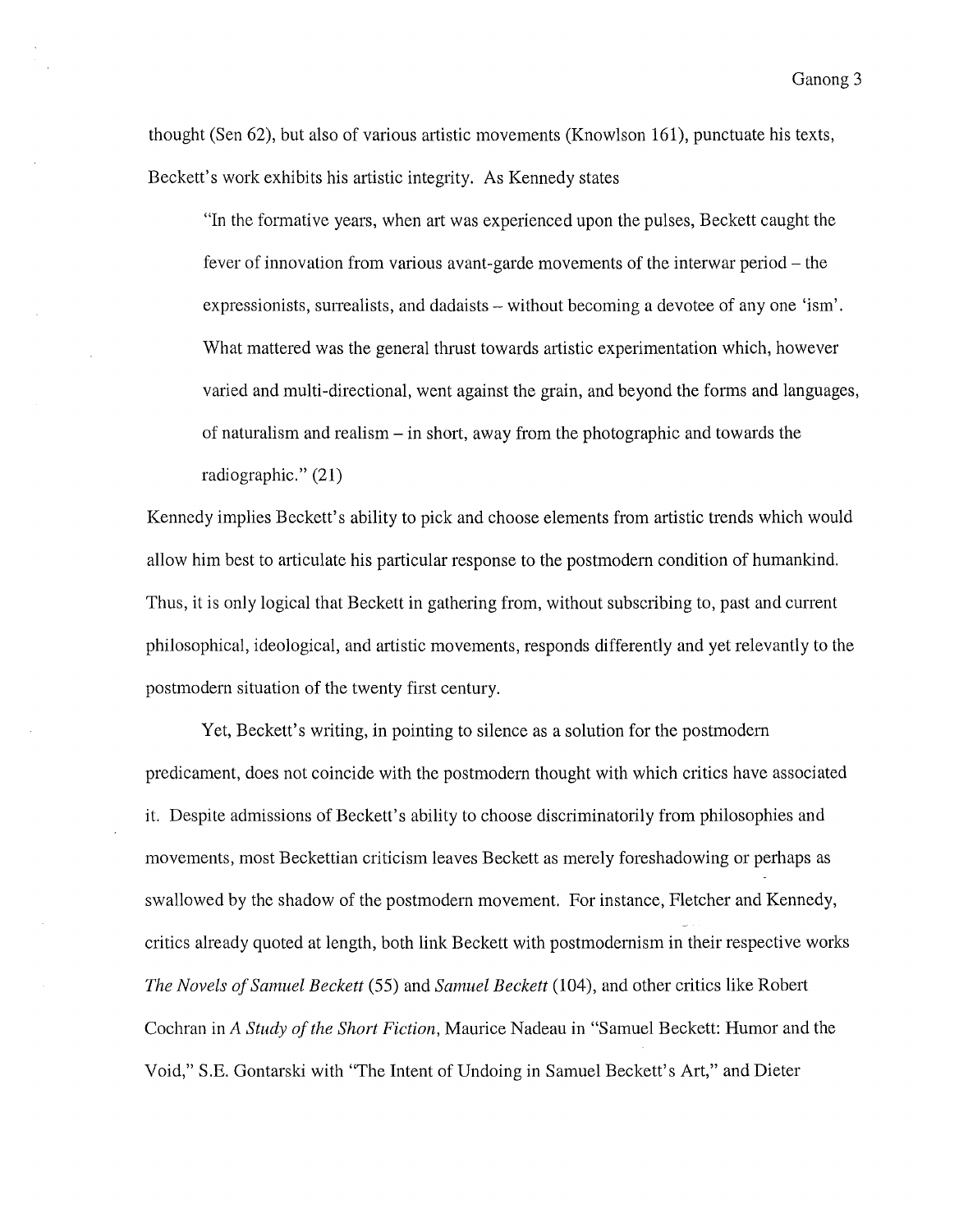thought (Sen 62), but also of various artistic movements (Knowlson 161), punctuate his texts, Beckett's work exhibits his artistic integrity. As Kennedy states

> "In the formative years, when art was experienced upon the pulses, Beckett caught the fever of innovation from various avant-garde movements of the interwar period – the expressionists, surrealists, and dadaists – without becoming a devotee of any one 'ism'. What mattered was the general thrust towards artistic experimentation which, however varied and multi-directional, went against the grain, and beyond the forms and languages, of naturalism and realism – in short, away from the photographic and towards the radiographic." (21)

Kennedy implies Beckett's ability to pick and choose elements from artistic trends which would allow him best to articulate his particular response to the postmodern condition of humankind. Thus, it is only logical that Beckett in gathering from, without subscribing to, past and current philosophical, ideological, and artistic movements, responds differently and yet relevantly to the postmodern situation of the twenty first century.

Yet, Beckett's writing, in pointing to silence as a solution for the postmodern predicament, does not coincide with the postmodern thought with which critics have associated it. Despite admissions of Beckett's ability to choose discriminatorily from philosophies and movements, most Beckettian criticism leaves Beckett as merely foreshadowing or perhaps as swallowed by the shadow of the postmodern movement. For instance, Fletcher and Kennedy, critics already quoted at length, both link Beckett with postmodernism in their respective works *The Novels of Samuel Beckett* (55) and *Samuel Beckett* (104), and other critics like Robert Cochran in *A Study of the Short Fiction*, Maurice Nadeau in "Samuel Beckett: Humor and the Void," S.E. Gontarski with "The Intent of Undoing in Samuel Beckett's Art," and Dieter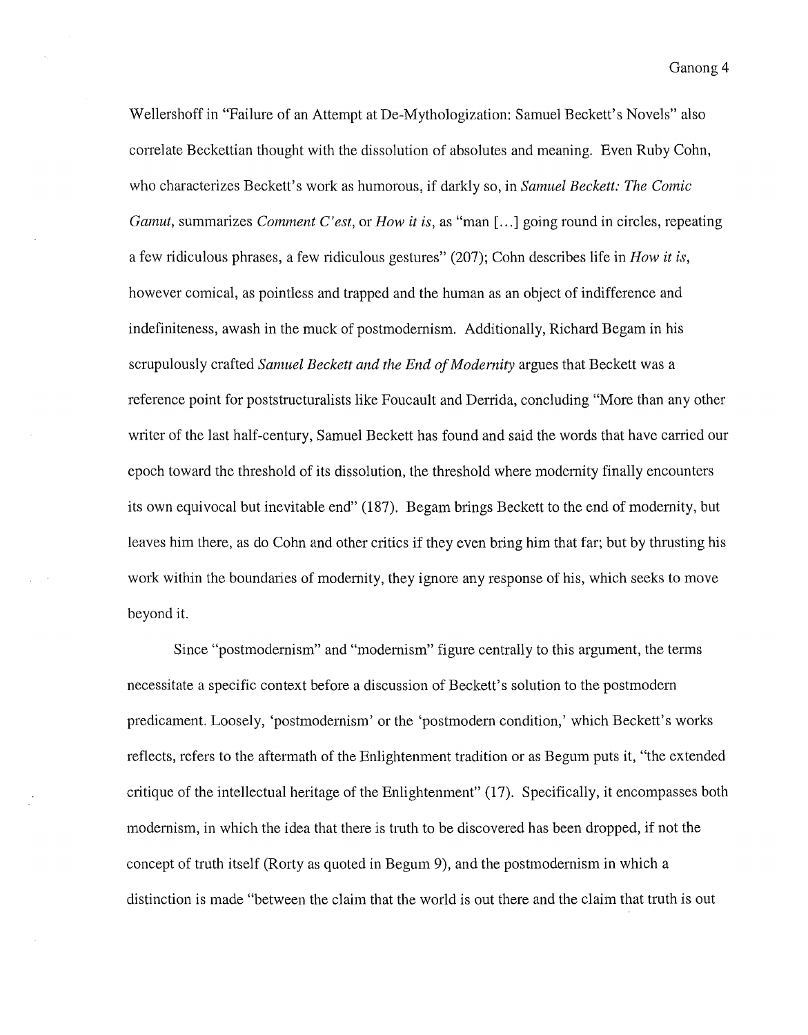Wellershoff in "Failure of an Attempt at De-Mythologization: Samuel Beckett's Novels" also correlate Beckettian thought with the dissolution of absolutes and meaning. Even Ruby Cohn, who characterizes Beckett's work as humorous, if darkly so, in *Samuel Beckett: The Comic Gamut*, summarizes *Comment C'est*, or *How it is*, as "man [...] going round in circles, repeating a few ridiculous phrases, a few ridiculous gestures" (207); Cohn describes life in *How it is*, however comical, as pointless and trapped and the human as an object of indifference and indefiniteness, awash in the muck of postmodernism. Additionally, Richard Begam in his scrupulously crafted *Samuel Beckett and the End of Modernity* argues that Beckett was a reference point for poststructuralists like Foucault and Derrida, concluding "More than any other writer of the last half-century, Samuel Beckett has found and said the words that have carried our epoch toward the threshold of its dissolution, the threshold where modernity finally encounters its own equivocal but inevitable end" (187). Begam brings Beckett to the end of modernity, but leaves him there, as do Cohn and other critics if they even bring him that far; but by thrusting his work within the boundaries of modernity, they ignore any response of his, which seeks to move beyond it.

Since "postmodernism" and "modernism" figure centrally to this argument, the terms necessitate a specific context before a discussion of Beckett's solution to the postmodern predicament. Loosely, 'postmodernism' or the 'postmodern condition,' which Beckett's works reflects, refers to the aftermath of the Enlightenment tradition or as Begum puts it, "the extended critique of the intellectual heritage of the Enlightenment" (17). Specifically, it encompasses both modernism, in which the idea that there is truth to be discovered has been dropped, if not the concept of truth itself (Rorty as quoted in Begum 9), and the postmodernism in which a distinction is made "between the claim that the world is out there and the claim that truth is out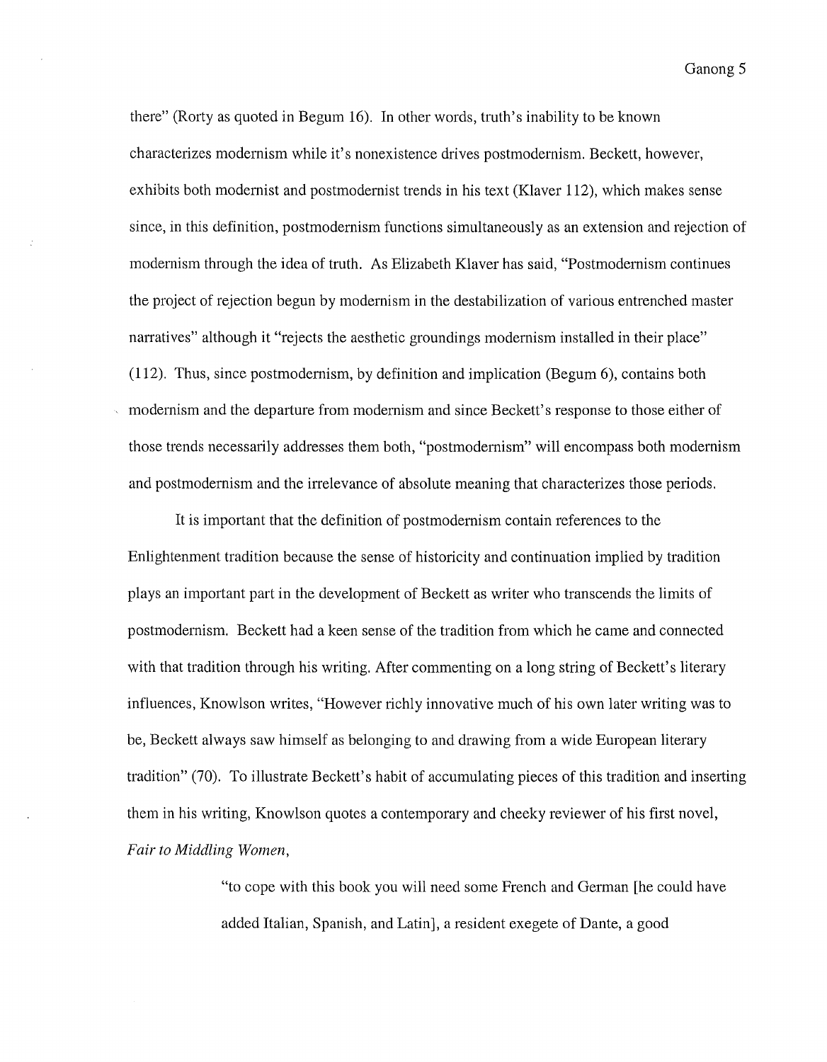there" (Rorty as quoted in Begum 16). In other words, truth's inability to be known characterizes modernism while it's nonexistence drives postmodernism. Beckett, however, exhibits both modernist and postmodernist trends in his text (Klaver 112), which makes sense since, in this definition, postmodernism functions simultaneously as an extension and rejection of modernism through the idea of truth. As Elizabeth Klaver has said, "Postmodernism continues the project of rejection begun by modernism in the destabilization of various entrenched master narratives" although it "rejects the aesthetic groundings modernism installed in their place" (112). Thus, since postmodernism, by definition and implication (Begum 6), contains both modernism and the departure from modernism and since Beckett's response to those either of those trends necessarily addresses them both, "postmodernism" will encompass both modernism and postmodernism and the irrelevance of absolute meaning that characterizes those periods.

It is important that the definition of postmodernism contain references to the Enlightenment tradition because the sense of historicity and continuation implied by tradition plays an important part in the development of Beckett as writer who transcends the limits of postmodernism. Beckett had a keen sense of the tradition from which he came and connected with that tradition through his writing. After commenting on a long string of Beckett's literary influences, Knowlson writes, "However richly innovative much of his own later writing was to be, Beckett always saw himself as belonging to and drawing from a wide European literary tradition" (70). To illustrate Beckett's habit of accumulating pieces of this tradition and inserting them in his writing, Knowlson quotes a contemporary and cheeky reviewer of his first novel, *Fair to Middling Women*,

> "to cope with this book you will need some French and German [he could have added Italian, Spanish, and Latin], a resident exegete of Dante, a good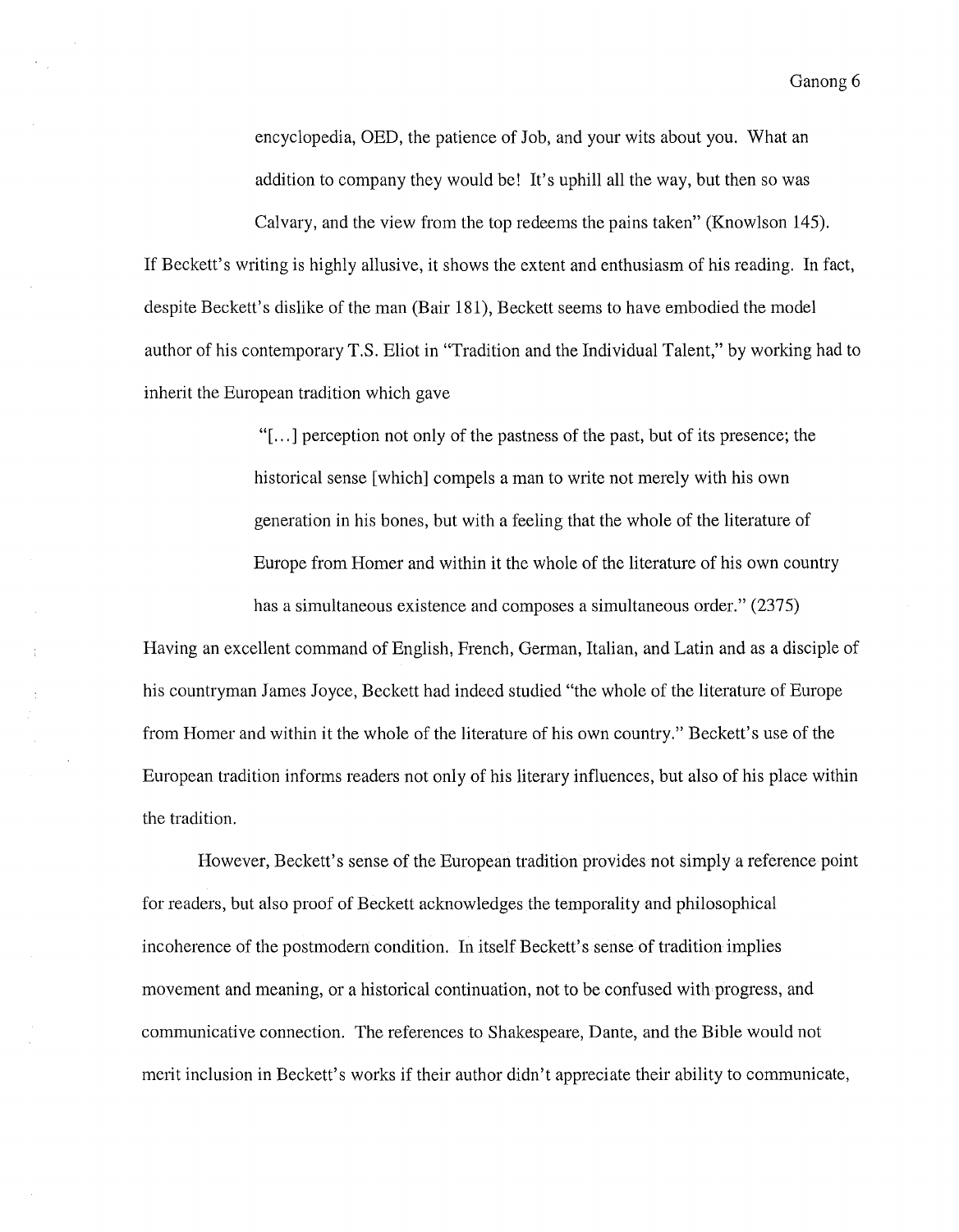> encyclopedia, OED, the patience of Job, and your wits about you. What an addition to company they would be! It's uphill all the way, but then so was Calvary, and the view from the top redeems the pains taken" (Knowlson 145).

If Beckett's writing is highly allusive, it shows the extent and enthusiasm of his reading. In fact, despite Beckett's dislike of the man (Bair 181), Beckett seems to have embodied the model author of his contemporary T.S. Eliot in "Tradition and the Individual Talent," by working had to inherit the European tradition which gave

> "[...] perception not only of the pastness of the past, but of its presence; the historical sense [which] compels a man to write not merely with his own generation in his bones, but with a feeling that the whole of the literature of Europe from Homer and within it the whole of the literature of his own country has a simultaneous existence and composes a simultaneous order." (2375)

Having an excellent command of English, French, German, Italian, and Latin and as a disciple of his countryman James Joyce, Beckett had indeed studied "the whole of the literature of Europe from Homer and within it the whole of the literature of his own country." Beckett's use of the European tradition informs readers not only of his literary influences, but also of his place within the tradition.

However, Beckett's sense of the European tradition provides not simply a reference point for readers, but also proof of Beckett acknowledges the temporality and philosophical incoherence of the postmodern condition. In itself Beckett's sense of tradition implies movement and meaning, or a historical continuation, not to be confused with progress, and communicative connection. The references to Shakespeare, Dante, and the Bible would not merit inclusion in Beckett's works if their author didn't appreciate their ability to communicate,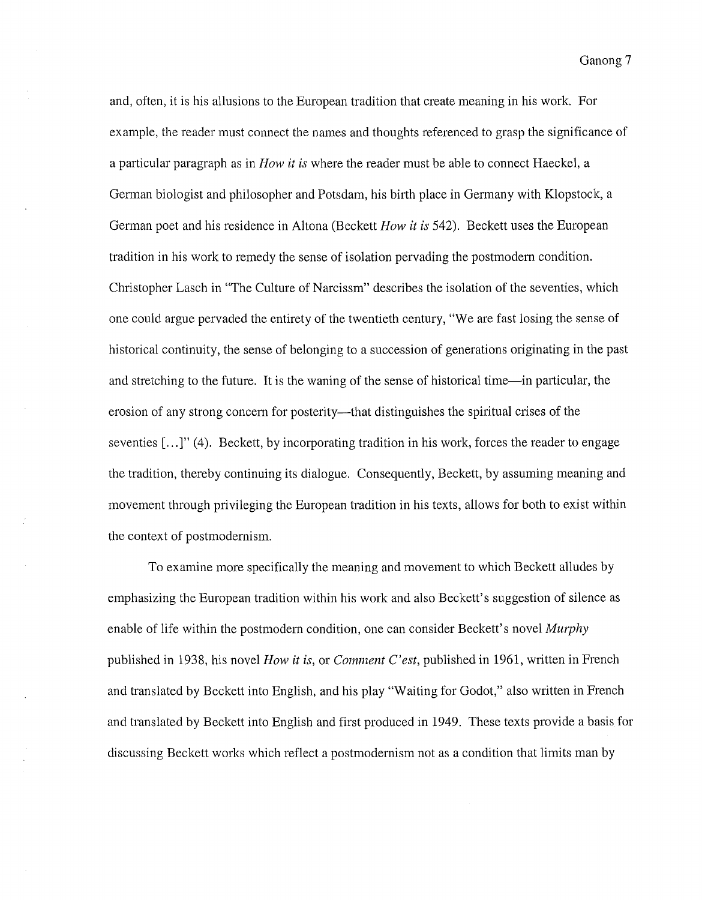and, often, it is his allusions to the European tradition that create meaning in his work. For example, the reader must connect the names and thoughts referenced to grasp the significance of a particular paragraph as in *How it is* where the reader must be able to connect Haeckel, a German biologist and philosopher and Potsdam, his birth place in Germany with Klopstock, a German poet and his residence in Altona (Beckett *How it is* 542). Beckett uses the European tradition in his work to remedy the sense of isolation pervading the postmodern condition. Christopher Lasch in "The Culture of Narcissm" describes the isolation of the seventies, which one could argue pervaded the entirety of the twentieth century, "We are fast losing the sense of historical continuity, the sense of belonging to a succession of generations originating in the past and stretching to the future. It is the waning of the sense of historical time—in particular, the erosion of any strong concern for posterity—that distinguishes the spiritual crises of the seventies [...]" (4). Beckett, by incorporating tradition in his work, forces the reader to engage the tradition, thereby continuing its dialogue. Consequently, Beckett, by assuming meaning and movement through privileging the European tradition in his texts, allows for both to exist within the context of postmodernism.

To examine more specifically the meaning and movement to which Beckett alludes by emphasizing the European tradition within his work and also Beckett's suggestion of silence as enable of life within the postmodern condition, one can consider Beckett's novel *Murphy* published in 1938, his novel *How it is*, or *Comment C'est*, published in 1961, written in French and translated by Beckett into English, and his play "Waiting for Godot," also written in French and translated by Beckett into English and first produced in 1949. These texts provide a basis for discussing Beckett works which reflect a postmodernism not as a condition that limits man by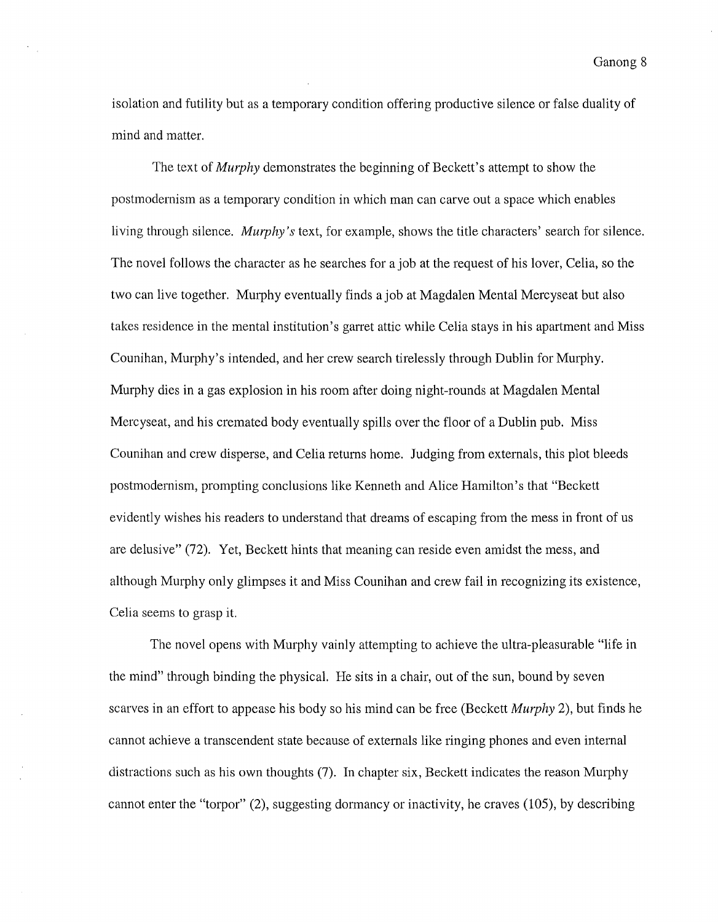isolation and futility but as a temporary condition offering productive silence or false duality of mind and matter.

The text of *Murphy* demonstrates the beginning of Beckett's attempt to show the postmodernism as a temporary condition in which man can carve out a space which enables living through silence. *Murphy's* text, for example, shows the title characters' search for silence. The novel follows the character as he searches for a job at the request of his lover, Celia, so the two can live together. Murphy eventually finds a job at Magdalen Mental Mercyseat but also takes residence in the mental institution's garret attic while Celia stays in his apartment and Miss Counihan, Murphy's intended, and her crew search tirelessly through Dublin for Murphy. Murphy dies in a gas explosion in his room after doing night-rounds at Magdalen Mental Mercyseat, and his cremated body eventually spills over the floor of a Dublin pub. Miss Counihan and crew disperse, and Celia returns home. Judging from externals, this plot bleeds postmodernism, prompting conclusions like Kenneth and Alice Hamilton's that "Beckett evidently wishes his readers to understand that dreams of escaping from the mess in front of us are delusive" (72). Yet, Beckett hints that meaning can reside even amidst the mess, and although Murphy only glimpses it and Miss Counihan and crew fail in recognizing its existence, Celia seems to grasp it.

The novel opens with Murphy vainly attempting to achieve the ultra-pleasurable "life in the mind" through binding the physical. He sits in a chair, out of the sun, bound by seven scarves in an effort to appease his body so his mind can be free (Beckett *Murphy* 2), but finds he cannot achieve a transcendent state because of externals like ringing phones and even internal distractions such as his own thoughts (7). In chapter six, Beckett indicates the reason Murphy cannot enter the "torpor" (2), suggesting dormancy or inactivity, he craves (105), by describing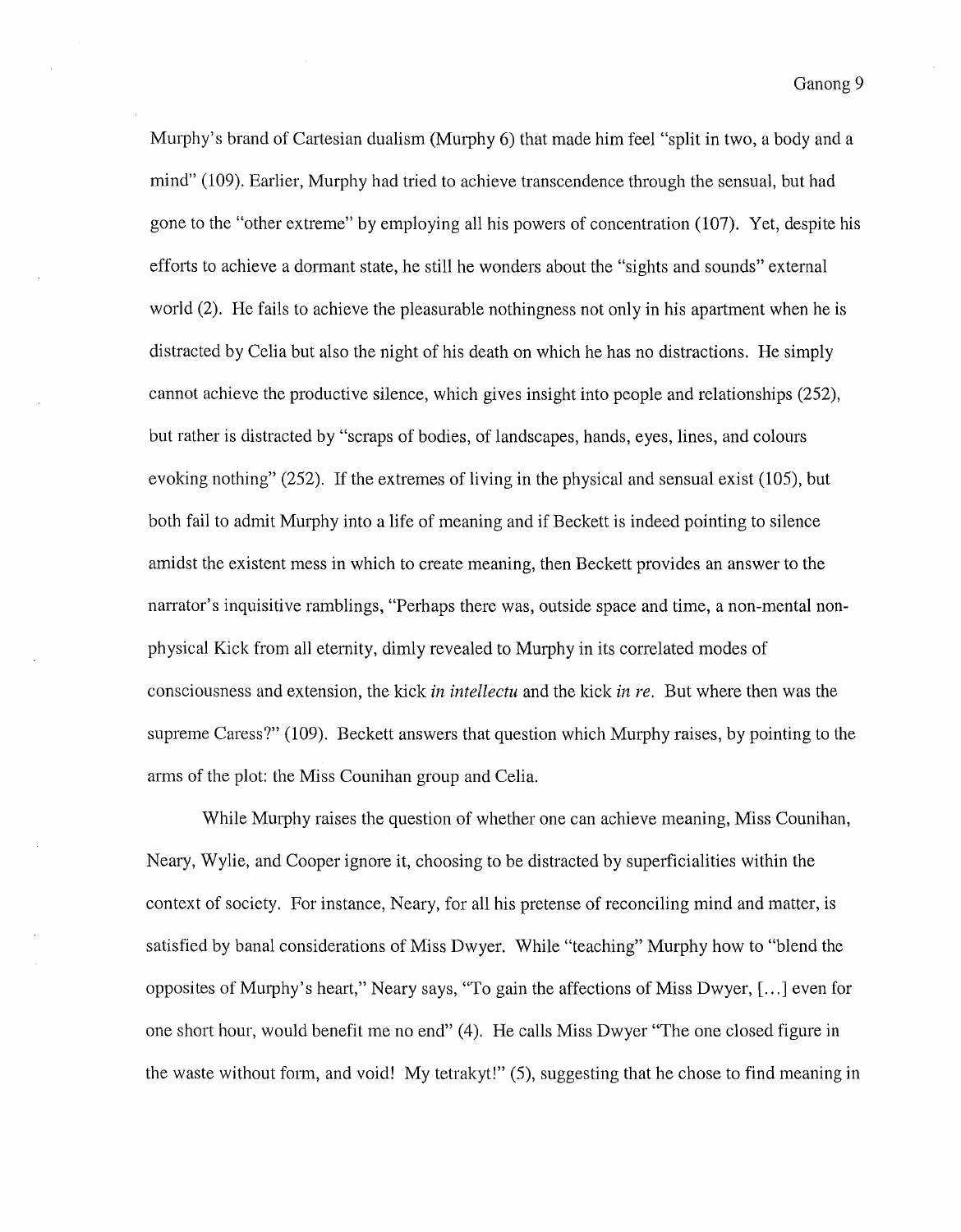Murphy's brand of Cartesian dualism (Murphy 6) that made him feel "split in two, a body and a mind" (109). Earlier, Murphy had tried to achieve transcendence through the sensual, but had gone to the "other extreme" by employing all his powers of concentration (107). Yet, despite his efforts to achieve a dormant state, he still he wonders about the "sights and sounds" external world (2). He fails to achieve the pleasurable nothingness not only in his apartment when he is distracted by Celia but also the night of his death on which he has no distractions. He simply cannot achieve the productive silence, which gives insight into people and relationships (252), but rather is distracted by "scraps of bodies, of landscapes, hands, eyes, lines, and colours evoking nothing" (252). If the extremes of living in the physical and sensual exist (105), but both fail to admit Murphy into a life of meaning and if Beckett is indeed pointing to silence amidst the existent mess in which to create meaning, then Beckett provides an answer to the narrator's inquisitive ramblings, "Perhaps there was, outside space and time, a non-mental non-physical Kick from all eternity, dimly revealed to Murphy in its correlated modes of consciousness and extension, the kick *in intellectu* and the kick *in re*. But where then was the supreme Caress?" (109). Beckett answers that question which Murphy raises, by pointing to the arms of the plot: the Miss Counihan group and Celia.

While Murphy raises the question of whether one can achieve meaning, Miss Counihan, Neary, Wylie, and Cooper ignore it, choosing to be distracted by superficialities within the context of society. For instance, Neary, for all his pretense of reconciling mind and matter, is satisfied by banal considerations of Miss Dwyer. While "teaching" Murphy how to "blend the opposites of Murphy's heart," Neary says, "To gain the affections of Miss Dwyer, [...] even for one short hour, would benefit me no end" (4). He calls Miss Dwyer "The one closed figure in the waste without form, and void! My tetrakyt!" (5), suggesting that he chose to find meaning in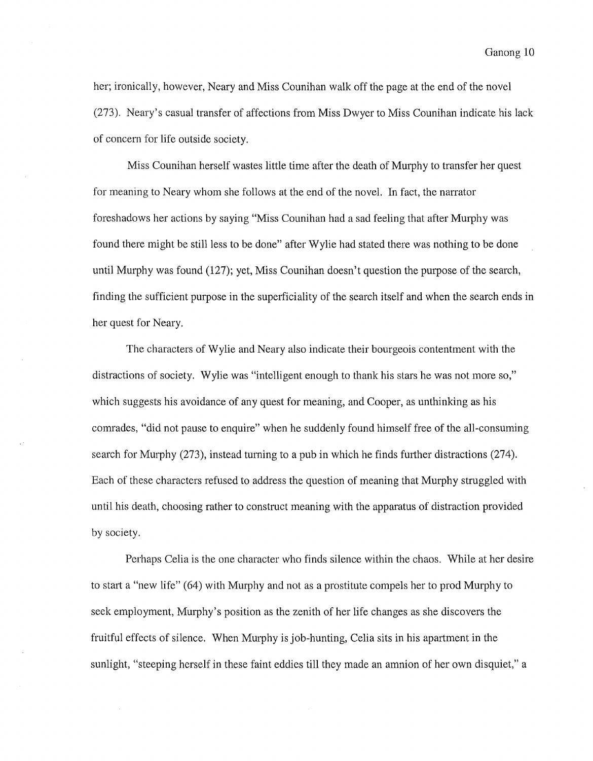her; ironically, however, Neary and Miss Counihan walk off the page at the end of the novel (273). Neary's casual transfer of affections from Miss Dwyer to Miss Counihan indicate his lack of concern for life outside society.

Miss Counihan herself wastes little time after the death of Murphy to transfer her quest for meaning to Neary whom she follows at the end of the novel. In fact, the narrator foreshadows her actions by saying "Miss Counihan had a sad feeling that after Murphy was found there might be still less to be done" after Wylie had stated there was nothing to be done until Murphy was found (127); yet, Miss Counihan doesn't question the purpose of the search, finding the sufficient purpose in the superficiality of the search itself and when the search ends in her quest for Neary.

The characters of Wylie and Neary also indicate their bourgeois contentment with the distractions of society. Wylie was "intelligent enough to thank his stars he was not more so," which suggests his avoidance of any quest for meaning, and Cooper, as unthinking as his comrades, "did not pause to enquire" when he suddenly found himself free of the all-consuming search for Murphy (273), instead turning to a pub in which he finds further distractions (274). Each of these characters refused to address the question of meaning that Murphy struggled with until his death, choosing rather to construct meaning with the apparatus of distraction provided by society.

Perhaps Celia is the one character who finds silence within the chaos. While at her desire to start a "new life" (64) with Murphy and not as a prostitute compels her to prod Murphy to seek employment, Murphy's position as the zenith of her life changes as she discovers the fruitful effects of silence. When Murphy is job-hunting, Celia sits in his apartment in the sunlight, "steeping herself in these faint eddies till they made an amnion of her own disquiet," a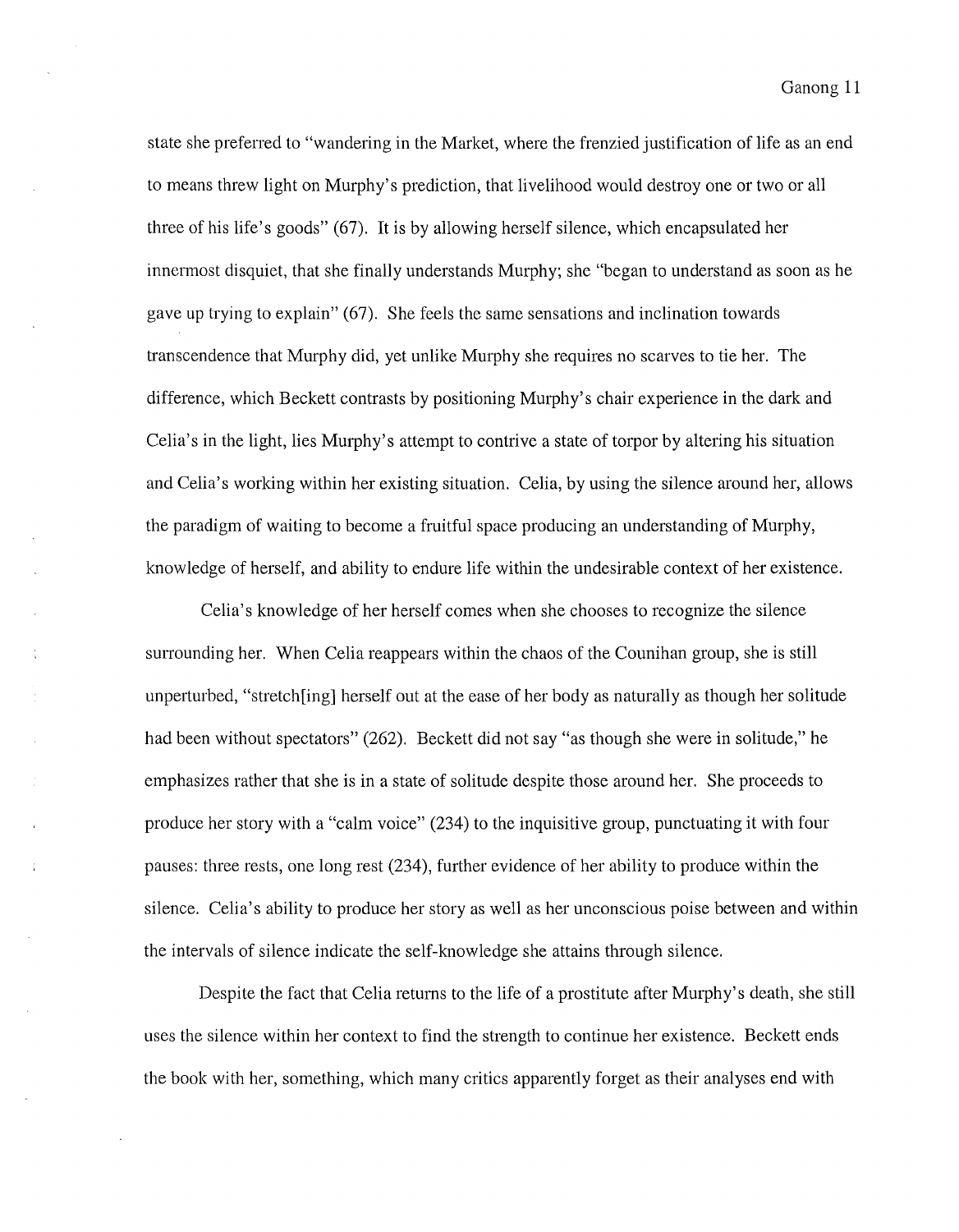state she preferred to "wandering in the Market, where the frenzied justification of life as an end to means threw light on Murphy's prediction, that livelihood would destroy one or two or all three of his life's goods" (67). It is by allowing herself silence, which encapsulated her innermost disquiet, that she finally understands Murphy; she "began to understand as soon as he gave up trying to explain" (67). She feels the same sensations and inclination towards transcendence that Murphy did, yet unlike Murphy she requires no scarves to tie her. The difference, which Beckett contrasts by positioning Murphy's chair experience in the dark and Celia's in the light, lies Murphy's attempt to contrive a state of torpor by altering his situation and Celia's working within her existing situation. Celia, by using the silence around her, allows the paradigm of waiting to become a fruitful space producing an understanding of Murphy, knowledge of herself, and ability to endure life within the undesirable context of her existence.

Celia's knowledge of her herself comes when she chooses to recognize the silence surrounding her. When Celia reappears within the chaos of the Counihan group, she is still unperturbed, "stretch[ing] herself out at the ease of her body as naturally as though her solitude had been without spectators" (262). Beckett did not say "as though she were in solitude," he emphasizes rather that she is in a state of solitude despite those around her. She proceeds to produce her story with a "calm voice" (234) to the inquisitive group, punctuating it with four pauses: three rests, one long rest (234), further evidence of her ability to produce within the silence. Celia's ability to produce her story as well as her unconscious poise between and within the intervals of silence indicate the self-knowledge she attains through silence.

Despite the fact that Celia returns to the life of a prostitute after Murphy's death, she still uses the silence within her context to find the strength to continue her existence. Beckett ends the book with her, something, which many critics apparently forget as their analyses end with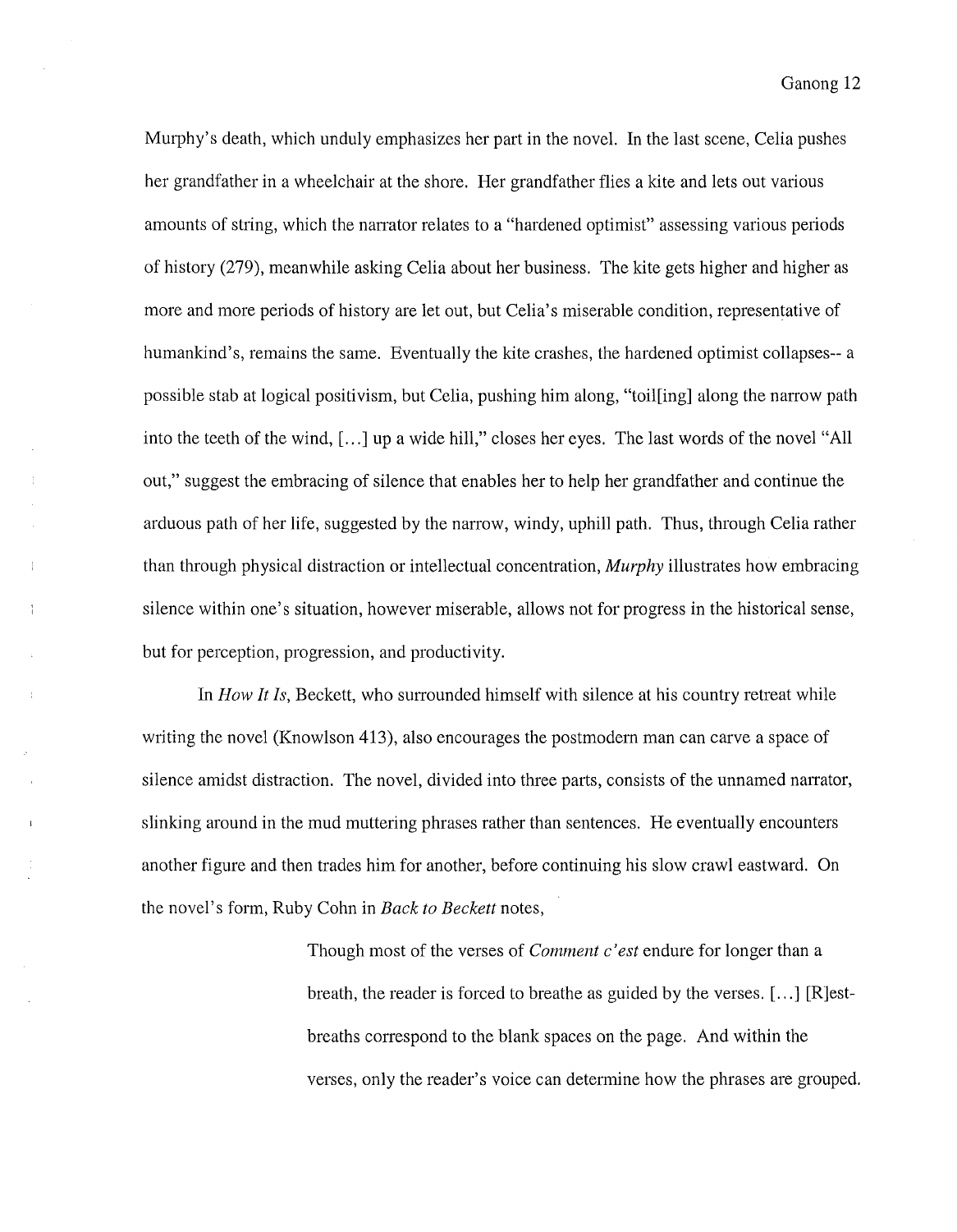Murphy's death, which unduly emphasizes her part in the novel. In the last scene, Celia pushes her grandfather in a wheelchair at the shore. Her grandfather flies a kite and lets out various amounts of string, which the narrator relates to a "hardened optimist" assessing various periods of history (279), meanwhile asking Celia about her business. The kite gets higher and higher as more and more periods of history are let out, but Celia's miserable condition, representative of humankind's, remains the same. Eventually the kite crashes, the hardened optimist collapses-- a possible stab at logical positivism, but Celia, pushing him along, "toil[ing] along the narrow path into the teeth of the wind, [...] up a wide hill," closes her eyes. The last words of the novel "All out," suggest the embracing of silence that enables her to help her grandfather and continue the arduous path of her life, suggested by the narrow, windy, uphill path. Thus, through Celia rather than through physical distraction or intellectual concentration, *Murphy* illustrates how embracing silence within one's situation, however miserable, allows not for progress in the historical sense, but for perception, progression, and productivity.

In *How It Is*, Beckett, who surrounded himself with silence at his country retreat while writing the novel (Knowlson 413), also encourages the postmodern man can carve a space of silence amidst distraction. The novel, divided into three parts, consists of the unnamed narrator, slinking around in the mud muttering phrases rather than sentences. He eventually encounters another figure and then trades him for another, before continuing his slow crawl eastward. On the novel's form, Ruby Cohn in *Back to Beckett* notes,

> Though most of the verses of *Comment c'est* endure for longer than a breath, the reader is forced to breathe as guided by the verses. [...] [R]est-breaths correspond to the blank spaces on the page. And within the verses, only the reader's voice can determine how the phrases are grouped.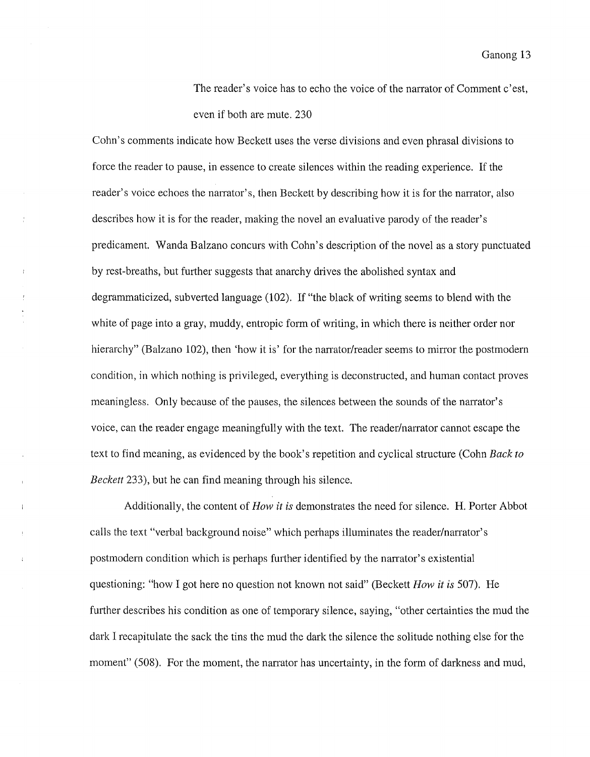> The reader's voice has to echo the voice of the narrator of Comment c'est, even if both are mute. 230

Cohn's comments indicate how Beckett uses the verse divisions and even phrasal divisions to force the reader to pause, in essence to create silences within the reading experience. If the reader's voice echoes the narrator's, then Beckett by describing how it is for the narrator, also describes how it is for the reader, making the novel an evaluative parody of the reader's predicament. Wanda Balzano concurs with Cohn's description of the novel as a story punctuated by rest-breaths, but further suggests that anarchy drives the abolished syntax and degrammaticized, subverted language (102). If "the black of writing seems to blend with the white of page into a gray, muddy, entropic form of writing, in which there is neither order nor hierarchy" (Balzano 102), then 'how it is' for the narrator/reader seems to mirror the postmodern condition, in which nothing is privileged, everything is deconstructed, and human contact proves meaningless. Only because of the pauses, the silences between the sounds of the narrator's voice, can the reader engage meaningfully with the text. The reader/narrator cannot escape the text to find meaning, as evidenced by the book's repetition and cyclical structure (Cohn *Back to Beckett* 233), but he can find meaning through his silence.

Additionally, the content of *How it is* demonstrates the need for silence. H. Porter Abbot calls the text "verbal background noise" which perhaps illuminates the reader/narrator's postmodern condition which is perhaps further identified by the narrator's existential questioning: "how I got here no question not known not said" (Beckett *How it is* 507). He further describes his condition as one of temporary silence, saying, "other certainties the mud the dark I recapitulate the sack the tins the mud the dark the silence the solitude nothing else for the moment" (508). For the moment, the narrator has uncertainty, in the form of darkness and mud,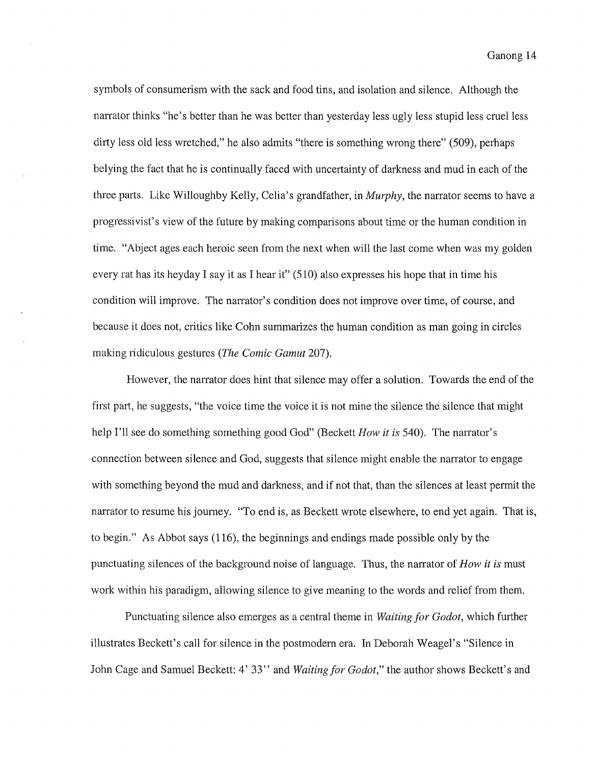symbols of consumerism with the sack and food tins, and isolation and silence. Although the narrator thinks "he's better than he was better than yesterday less ugly less stupid less cruel less dirty less old less wretched," he also admits "there is something wrong there" (509), perhaps belying the fact that he is continually faced with uncertainty of darkness and mud in each of the three parts. Like Willoughby Kelly, Celia's grandfather, in *Murphy*, the narrator seems to have a progressivist's view of the future by making comparisons about time or the human condition in time. "Abject ages each heroic seen from the next when will the last come when was my golden every rat has its heyday I say it as I hear it" (510) also expresses his hope that in time his condition will improve. The narrator's condition does not improve over time, of course, and because it does not, critics like Cohn summarizes the human condition as man going in circles making ridiculous gestures (*The Comic Gamut* 207).

However, the narrator does hint that silence may offer a solution. Towards the end of the first part, he suggests, "the voice time the voice it is not mine the silence the silence that might help I'll see do something something good God" (Beckett *How it is* 540). The narrator's connection between silence and God, suggests that silence might enable the narrator to engage with something beyond the mud and darkness, and if not that, than the silences at least permit the narrator to resume his journey. "To end is, as Beckett wrote elsewhere, to end yet again. That is, to begin." As Abbot says (116), the beginnings and endings made possible only by the punctuating silences of the background noise of language. Thus, the narrator of *How it is* must work within his paradigm, allowing silence to give meaning to the words and relief from them.

Punctuating silence also emerges as a central theme in *Waiting for Godot*, which further illustrates Beckett's call for silence in the postmodern era. In Deborah Weagel's "Silence in John Cage and Samuel Beckett: 4' 33'' and *Waiting for Godot*," the author shows Beckett's and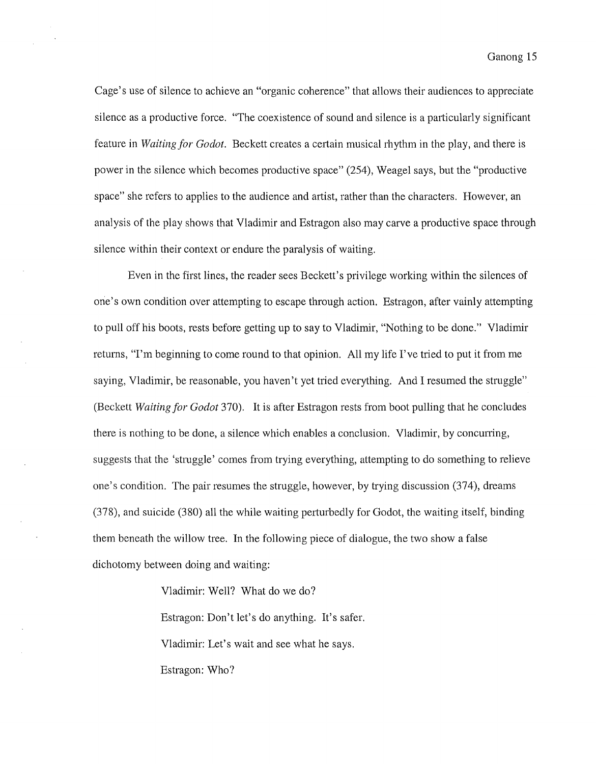Cage's use of silence to achieve an "organic coherence" that allows their audiences to appreciate silence as a productive force. "The coexistence of sound and silence is a particularly significant feature in *Waiting for Godot*. Beckett creates a certain musical rhythm in the play, and there is power in the silence which becomes productive space" (254), Weagel says, but the "productive space" she refers to applies to the audience and artist, rather than the characters. However, an analysis of the play shows that Vladimir and Estragon also may carve a productive space through silence within their context or endure the paralysis of waiting.

Even in the first lines, the reader sees Beckett's privilege working within the silences of one's own condition over attempting to escape through action. Estragon, after vainly attempting to pull off his boots, rests before getting up to say to Vladimir, "Nothing to be done." Vladimir returns, "I'm beginning to come round to that opinion. All my life I've tried to put it from me saying, Vladimir, be reasonable, you haven't yet tried everything. And I resumed the struggle" (Beckett *Waiting for Godot* 370). It is after Estragon rests from boot pulling that he concludes there is nothing to be done, a silence which enables a conclusion. Vladimir, by concurring, suggests that the 'struggle' comes from trying everything, attempting to do something to relieve one's condition. The pair resumes the struggle, however, by trying discussion (374), dreams (378), and suicide (380) all the while waiting perturbedly for Godot, the waiting itself, binding them beneath the willow tree. In the following piece of dialogue, the two show a false dichotomy between doing and waiting:

> Vladimir: Well? What do we do?
>
> Estragon: Don't let's do anything. It's safer.
>
> Vladimir: Let's wait and see what he says.
>
> Estragon: Who?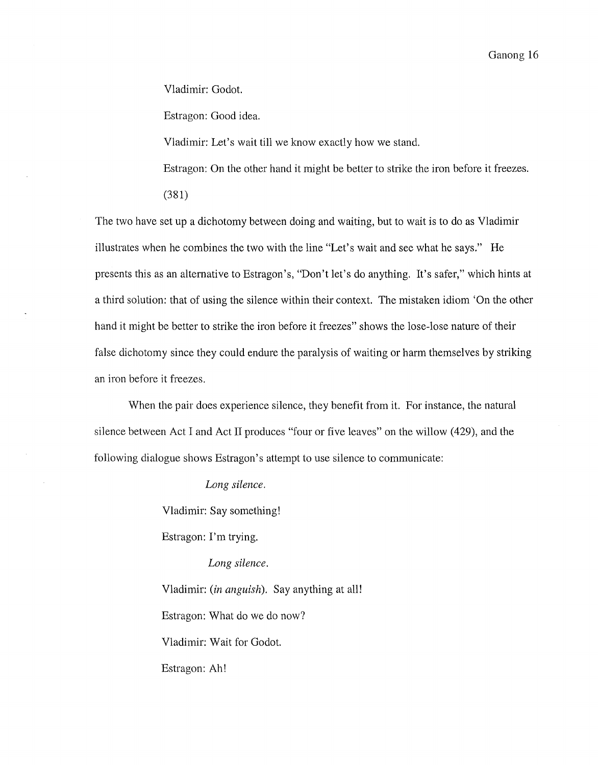Vladimir: Godot.

Estragon: Good idea.

Vladimir: Let's wait till we know exactly how we stand.

Estragon: On the other hand it might be better to strike the iron before it freezes. (381)

The two have set up a dichotomy between doing and waiting, but to wait is to do as Vladimir illustrates when he combines the two with the line "Let's wait and see what he says." He presents this as an alternative to Estragon's, "Don't let's do anything. It's safer," which hints at a third solution: that of using the silence within their context. The mistaken idiom 'On the other hand it might be better to strike the iron before it freezes" shows the lose-lose nature of their false dichotomy since they could endure the paralysis of waiting or harm themselves by striking an iron before it freezes.

When the pair does experience silence, they benefit from it. For instance, the natural silence between Act I and Act II produces "four or five leaves" on the willow (429), and the following dialogue shows Estragon's attempt to use silence to communicate:

*Long silence.*

Vladimir: Say something!

Estragon: I'm trying.

*Long silence.*

Vladimir: (*in anguish*). Say anything at all!

Estragon: What do we do now?

Vladimir: Wait for Godot.

Estragon: Ah!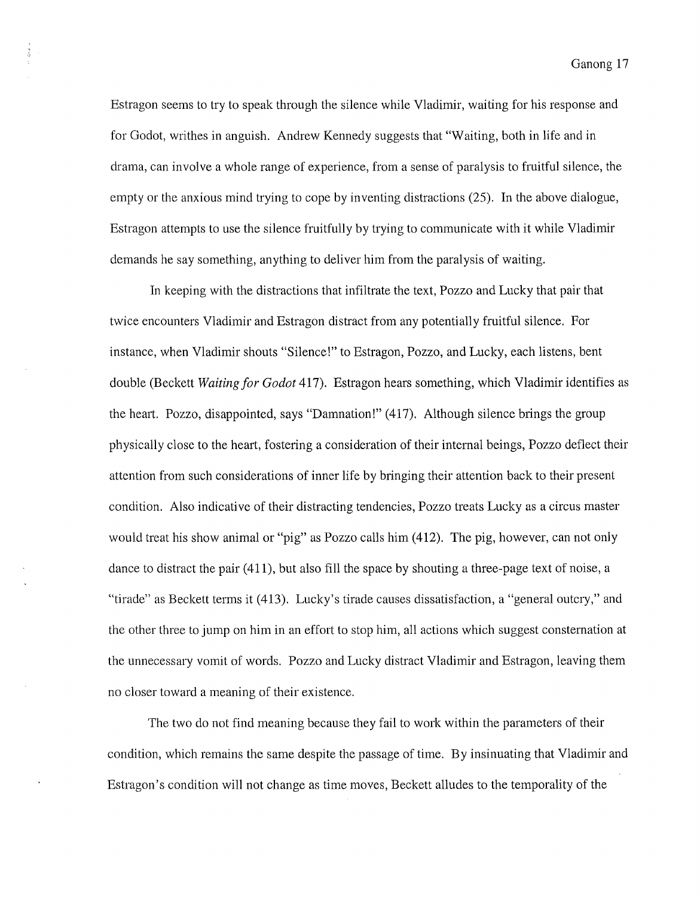Estragon seems to try to speak through the silence while Vladimir, waiting for his response and for Godot, writhes in anguish. Andrew Kennedy suggests that "Waiting, both in life and in drama, can involve a whole range of experience, from a sense of paralysis to fruitful silence, the empty or the anxious mind trying to cope by inventing distractions (25). In the above dialogue, Estragon attempts to use the silence fruitfully by trying to communicate with it while Vladimir demands he say something, anything to deliver him from the paralysis of waiting.

In keeping with the distractions that infiltrate the text, Pozzo and Lucky that pair that twice encounters Vladimir and Estragon distract from any potentially fruitful silence. For instance, when Vladimir shouts "Silence!" to Estragon, Pozzo, and Lucky, each listens, bent double (Beckett *Waiting for Godot* 417). Estragon hears something, which Vladimir identifies as the heart. Pozzo, disappointed, says "Damnation!" (417). Although silence brings the group physically close to the heart, fostering a consideration of their internal beings, Pozzo deflect their attention from such considerations of inner life by bringing their attention back to their present condition. Also indicative of their distracting tendencies, Pozzo treats Lucky as a circus master would treat his show animal or "pig" as Pozzo calls him (412). The pig, however, can not only dance to distract the pair (411), but also fill the space by shouting a three-page text of noise, a "tirade" as Beckett terms it (413). Lucky's tirade causes dissatisfaction, a "general outcry," and the other three to jump on him in an effort to stop him, all actions which suggest consternation at the unnecessary vomit of words. Pozzo and Lucky distract Vladimir and Estragon, leaving them no closer toward a meaning of their existence.

The two do not find meaning because they fail to work within the parameters of their condition, which remains the same despite the passage of time. By insinuating that Vladimir and Estragon's condition will not change as time moves, Beckett alludes to the temporality of the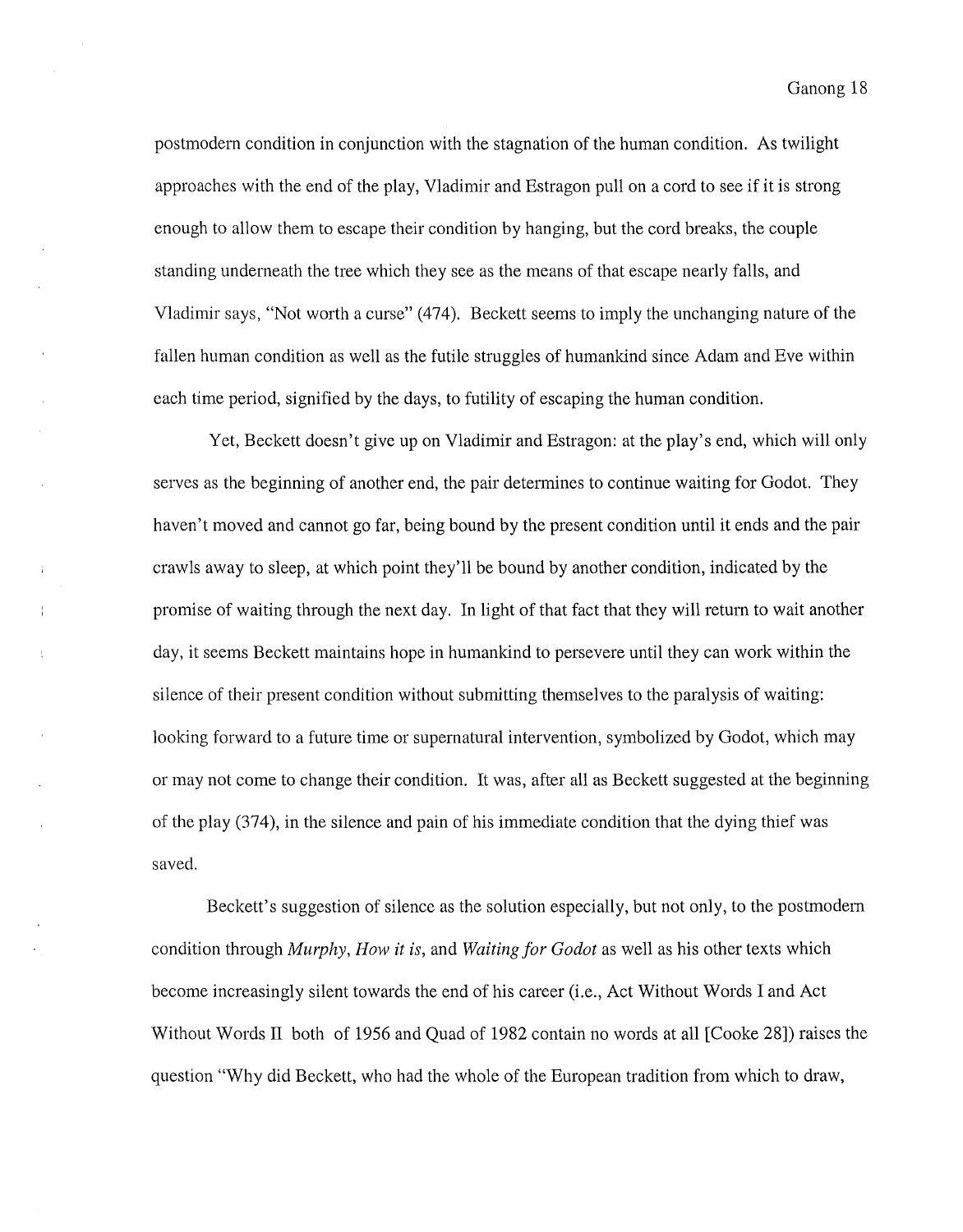postmodern condition in conjunction with the stagnation of the human condition. As twilight approaches with the end of the play, Vladimir and Estragon pull on a cord to see if it is strong enough to allow them to escape their condition by hanging, but the cord breaks, the couple standing underneath the tree which they see as the means of that escape nearly falls, and Vladimir says, "Not worth a curse" (474). Beckett seems to imply the unchanging nature of the fallen human condition as well as the futile struggles of humankind since Adam and Eve within each time period, signified by the days, to futility of escaping the human condition.

Yet, Beckett doesn't give up on Vladimir and Estragon: at the play's end, which will only serves as the beginning of another end, the pair determines to continue waiting for Godot. They haven't moved and cannot go far, being bound by the present condition until it ends and the pair crawls away to sleep, at which point they'll be bound by another condition, indicated by the promise of waiting through the next day. In light of that fact that they will return to wait another day, it seems Beckett maintains hope in humankind to persevere until they can work within the silence of their present condition without submitting themselves to the paralysis of waiting: looking forward to a future time or supernatural intervention, symbolized by Godot, which may or may not come to change their condition. It was, after all as Beckett suggested at the beginning of the play (374), in the silence and pain of his immediate condition that the dying thief was saved.

Beckett's suggestion of silence as the solution especially, but not only, to the postmodern condition through *Murphy*, *How it is*, and *Waiting for Godot* as well as his other texts which become increasingly silent towards the end of his career (i.e., Act Without Words I and Act Without Words II both of 1956 and Quad of 1982 contain no words at all [Cooke 28]) raises the question "Why did Beckett, who had the whole of the European tradition from which to draw,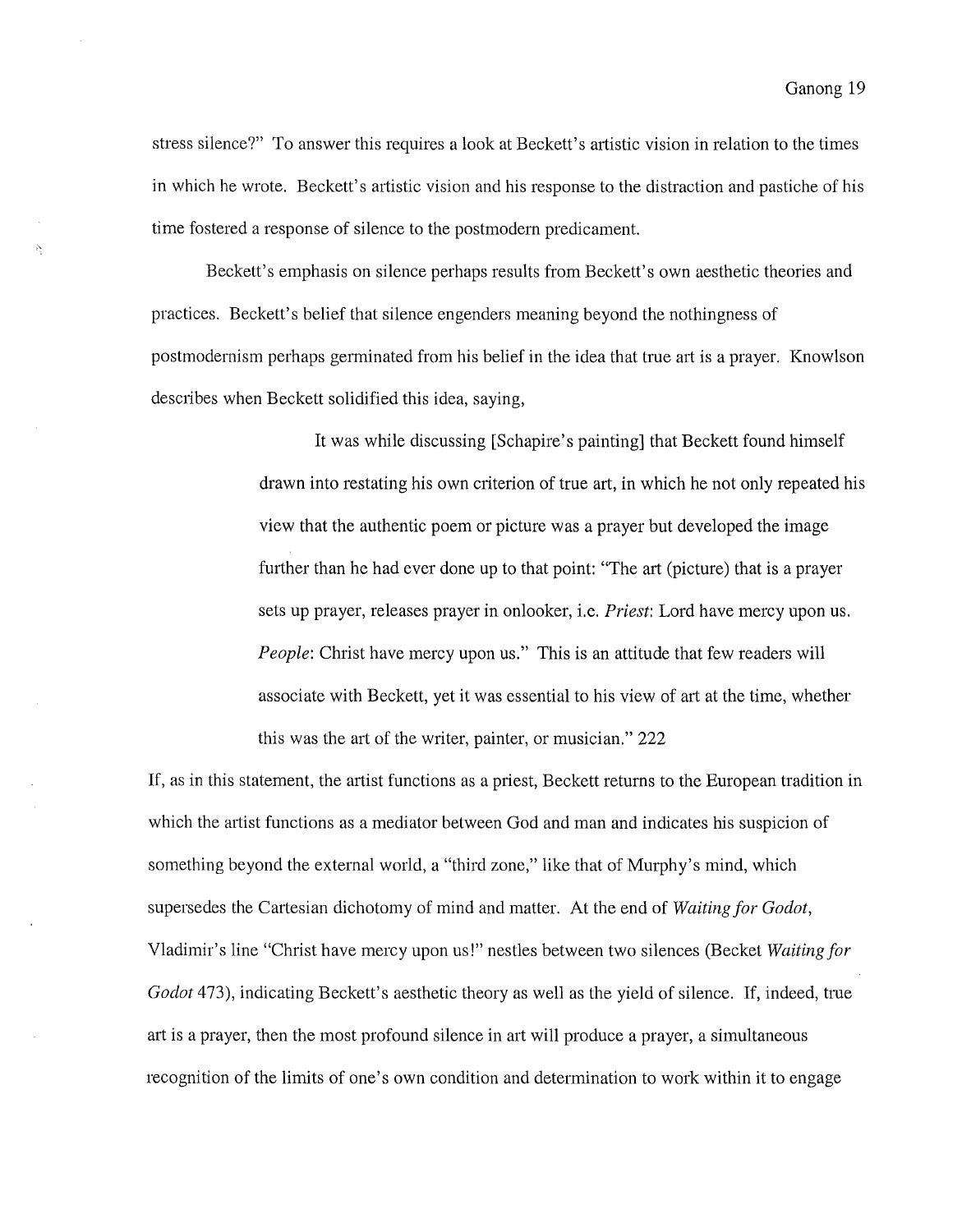stress silence?" To answer this requires a look at Beckett's artistic vision in relation to the times in which he wrote. Beckett's artistic vision and his response to the distraction and pastiche of his time fostered a response of silence to the postmodern predicament.

Beckett's emphasis on silence perhaps results from Beckett's own aesthetic theories and practices. Beckett's belief that silence engenders meaning beyond the nothingness of postmodernism perhaps germinated from his belief in the idea that true art is a prayer. Knowlson describes when Beckett solidified this idea, saying,

> It was while discussing [Schapire's painting] that Beckett found himself drawn into restating his own criterion of true art, in which he not only repeated his view that the authentic poem or picture was a prayer but developed the image further than he had ever done up to that point: "The art (picture) that is a prayer sets up prayer, releases prayer in onlooker, i.e. *Priest*: Lord have mercy upon us. *People*: Christ have mercy upon us." This is an attitude that few readers will associate with Beckett, yet it was essential to his view of art at the time, whether this was the art of the writer, painter, or musician." 222

If, as in this statement, the artist functions as a priest, Beckett returns to the European tradition in which the artist functions as a mediator between God and man and indicates his suspicion of something beyond the external world, a "third zone," like that of Murphy's mind, which supersedes the Cartesian dichotomy of mind and matter. At the end of *Waiting for Godot*, Vladimir's line "Christ have mercy upon us!" nestles between two silences (Becket *Waiting for Godot* 473), indicating Beckett's aesthetic theory as well as the yield of silence. If, indeed, true art is a prayer, then the most profound silence in art will produce a prayer, a simultaneous recognition of the limits of one's own condition and determination to work within it to engage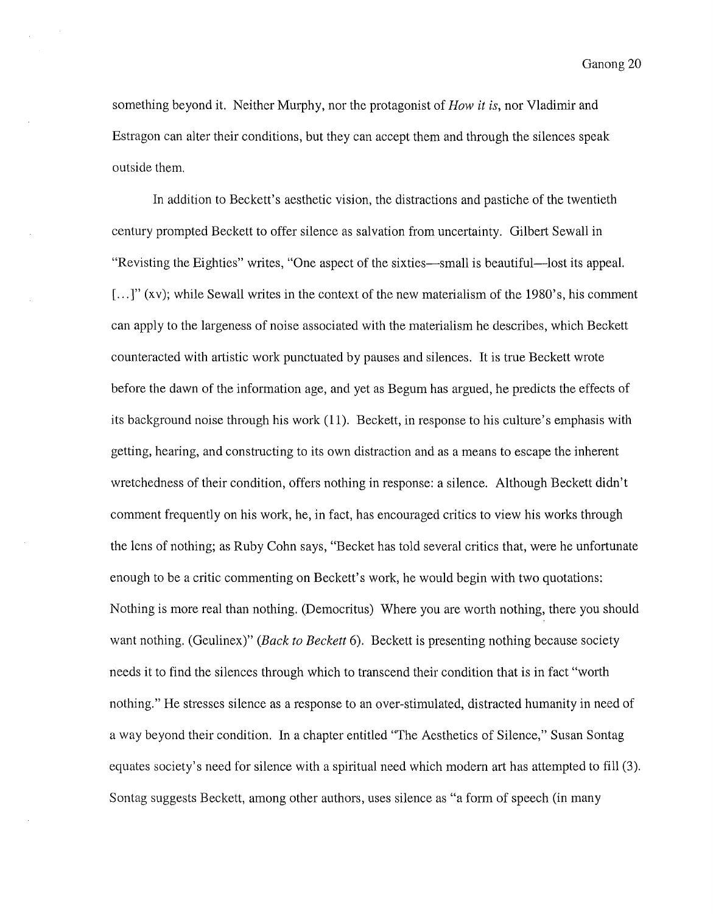something beyond it. Neither Murphy, nor the protagonist of *How it is*, nor Vladimir and Estragon can alter their conditions, but they can accept them and through the silences speak outside them.

In addition to Beckett's aesthetic vision, the distractions and pastiche of the twentieth century prompted Beckett to offer silence as salvation from uncertainty. Gilbert Sewall in "Revisting the Eighties" writes, "One aspect of the sixties—small is beautiful—lost its appeal. [...]" (xv); while Sewall writes in the context of the new materialism of the 1980's, his comment can apply to the largeness of noise associated with the materialism he describes, which Beckett counteracted with artistic work punctuated by pauses and silences. It is true Beckett wrote before the dawn of the information age, and yet as Begum has argued, he predicts the effects of its background noise through his work (11). Beckett, in response to his culture's emphasis with getting, hearing, and constructing to its own distraction and as a means to escape the inherent wretchedness of their condition, offers nothing in response: a silence. Although Beckett didn't comment frequently on his work, he, in fact, has encouraged critics to view his works through the lens of nothing; as Ruby Cohn says, "Becket has told several critics that, were he unfortunate enough to be a critic commenting on Beckett's work, he would begin with two quotations: Nothing is more real than nothing. (Democritus) Where you are worth nothing, there you should want nothing. (Geulinex)" (*Back to Beckett* 6). Beckett is presenting nothing because society needs it to find the silences through which to transcend their condition that is in fact "worth nothing." He stresses silence as a response to an over-stimulated, distracted humanity in need of a way beyond their condition. In a chapter entitled "The Aesthetics of Silence," Susan Sontag equates society's need for silence with a spiritual need which modern art has attempted to fill (3). Sontag suggests Beckett, among other authors, uses silence as "a form of speech (in many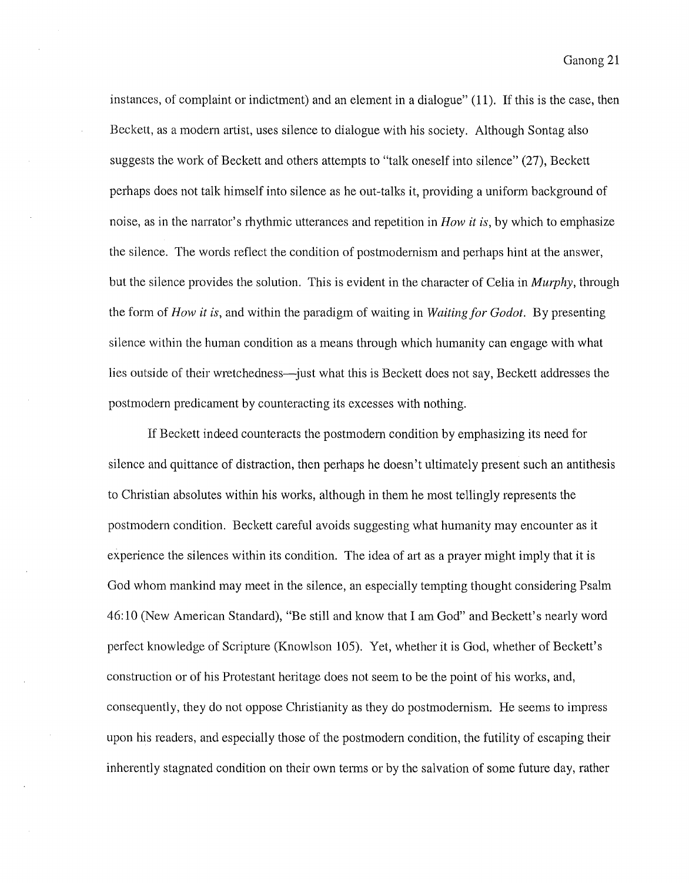instances, of complaint or indictment) and an element in a dialogue" (11). If this is the case, then Beckett, as a modern artist, uses silence to dialogue with his society. Although Sontag also suggests the work of Beckett and others attempts to "talk oneself into silence" (27), Beckett perhaps does not talk himself into silence as he out-talks it, providing a uniform background of noise, as in the narrator's rhythmic utterances and repetition in *How it is*, by which to emphasize the silence. The words reflect the condition of postmodernism and perhaps hint at the answer, but the silence provides the solution. This is evident in the character of Celia in *Murphy*, through the form of *How it is*, and within the paradigm of waiting in *Waiting for Godot*. By presenting silence within the human condition as a means through which humanity can engage with what lies outside of their wretchedness—just what this is Beckett does not say, Beckett addresses the postmodern predicament by counteracting its excesses with nothing.

If Beckett indeed counteracts the postmodern condition by emphasizing its need for silence and quittance of distraction, then perhaps he doesn't ultimately present such an antithesis to Christian absolutes within his works, although in them he most tellingly represents the postmodern condition. Beckett careful avoids suggesting what humanity may encounter as it experience the silences within its condition. The idea of art as a prayer might imply that it is God whom mankind may meet in the silence, an especially tempting thought considering Psalm 46:10 (New American Standard), "Be still and know that I am God" and Beckett's nearly word perfect knowledge of Scripture (Knowlson 105). Yet, whether it is God, whether of Beckett's construction or of his Protestant heritage does not seem to be the point of his works, and, consequently, they do not oppose Christianity as they do postmodernism. He seems to impress upon his readers, and especially those of the postmodern condition, the futility of escaping their inherently stagnated condition on their own terms or by the salvation of some future day, rather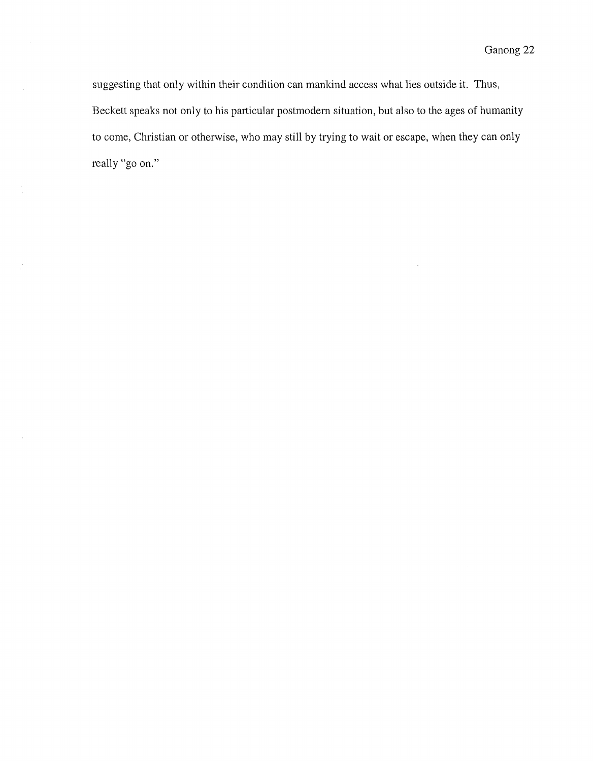suggesting that only within their condition can mankind access what lies outside it. Thus, Beckett speaks not only to his particular postmodern situation, but also to the ages of humanity to come, Christian or otherwise, who may still by trying to wait or escape, when they can only really "go on."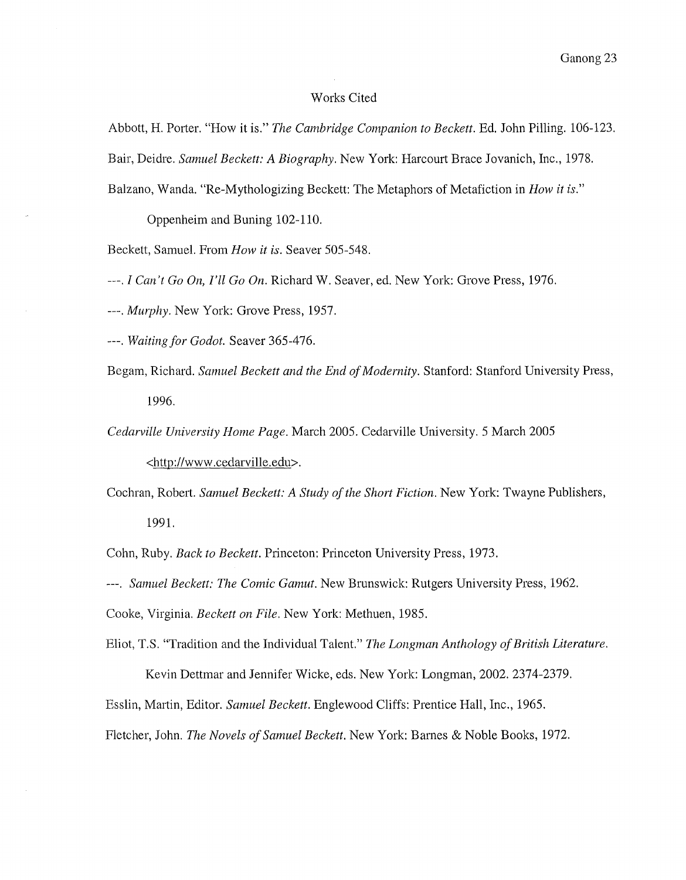# Works Cited

Abbott, H. Porter. "How it is." *The Cambridge Companion to Beckett*. Ed. John Pilling. 106-123.

Bair, Deidre. *Samuel Beckett: A Biography*. New York: Harcourt Brace Jovanich, Inc., 1978.

Balzano, Wanda. "Re-Mythologizing Beckett: The Metaphors of Metafiction in *How it is*." Oppenheim and Buning 102-110.

Beckett, Samuel. From *How it is*. Seaver 505-548.

---. *I Can't Go On, I'll Go On*. Richard W. Seaver, ed. New York: Grove Press, 1976.

---. *Murphy*. New York: Grove Press, 1957.

---. *Waiting for Godot*. Seaver 365-476.

Begam, Richard. *Samuel Beckett and the End of Modernity*. Stanford: Stanford University Press, 1996.

*Cedarville University Home Page*. March 2005. Cedarville University. 5 March 2005 <http://www.cedarville.edu>.

Cochran, Robert. *Samuel Beckett: A Study of the Short Fiction*. New York: Twayne Publishers, 1991.

Cohn, Ruby. *Back to Beckett*. Princeton: Princeton University Press, 1973.

---. *Samuel Beckett: The Comic Gamut*. New Brunswick: Rutgers University Press, 1962.

Cooke, Virginia. *Beckett on File*. New York: Methuen, 1985.

Eliot, T.S. "Tradition and the Individual Talent." *The Longman Anthology of British Literature*. Kevin Dettmar and Jennifer Wicke, eds. New York: Longman, 2002. 2374-2379.

Esslin, Martin, Editor. *Samuel Beckett*. Englewood Cliffs: Prentice Hall, Inc., 1965.

Fletcher, John. *The Novels of Samuel Beckett*. New York: Barnes & Noble Books, 1972.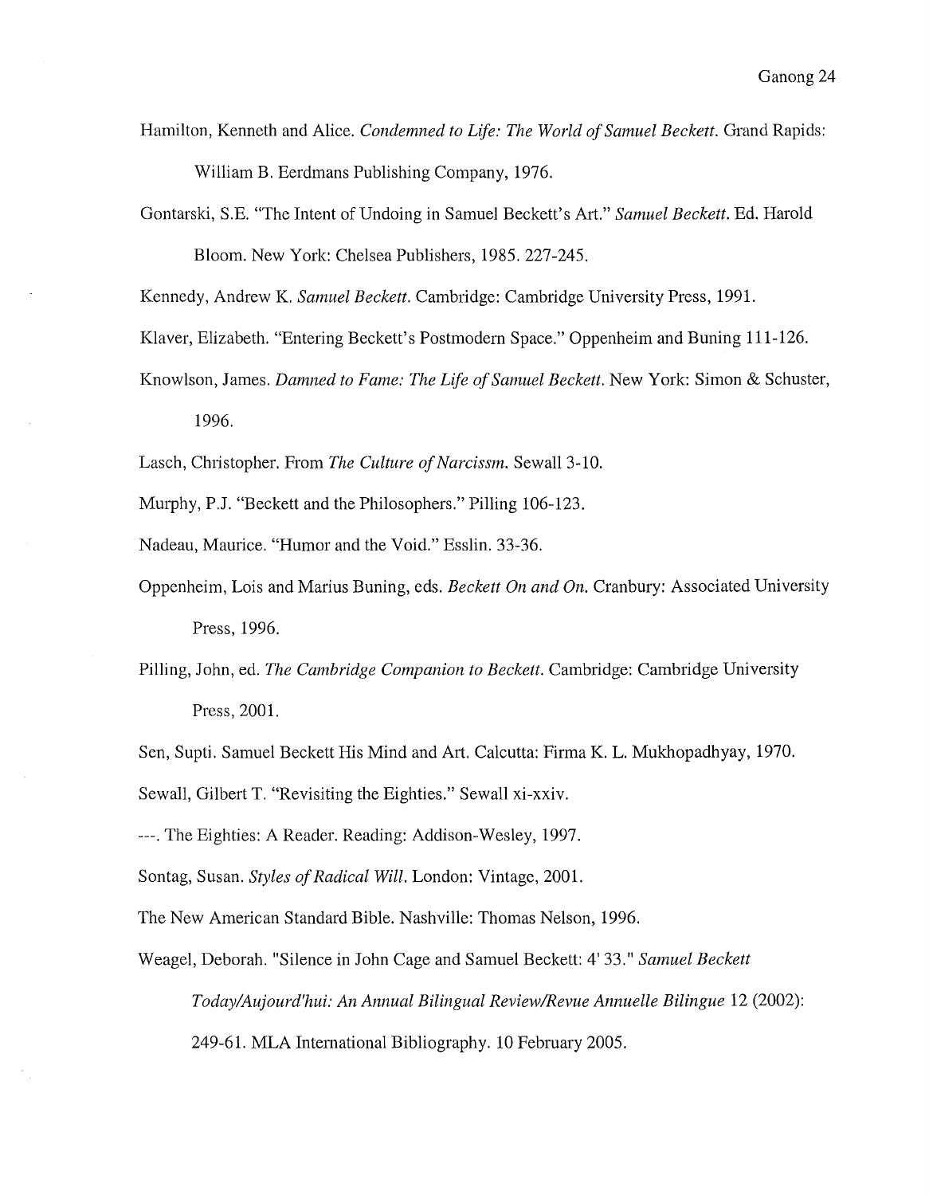Hamilton, Kenneth and Alice. *Condemned to Life: The World of Samuel Beckett.* Grand Rapids: William B. Eerdmans Publishing Company, 1976.

Gontarski, S.E. "The Intent of Undoing in Samuel Beckett's Art." *Samuel Beckett.* Ed. Harold Bloom. New York: Chelsea Publishers, 1985. 227-245.

Kennedy, Andrew K. *Samuel Beckett.* Cambridge: Cambridge University Press, 1991.

Klaver, Elizabeth. "Entering Beckett's Postmodern Space." Oppenheim and Buning 111-126.

Knowlson, James. *Damned to Fame: The Life of Samuel Beckett.* New York: Simon & Schuster, 1996.

Lasch, Christopher. From *The Culture of Narcissm.* Sewall 3-10.

Murphy, P.J. "Beckett and the Philosophers." Pilling 106-123.

Nadeau, Maurice. "Humor and the Void." Esslin. 33-36.

Oppenheim, Lois and Marius Buning, eds. *Beckett On and On.* Cranbury: Associated University Press, 1996.

Pilling, John, ed. *The Cambridge Companion to Beckett.* Cambridge: Cambridge University Press, 2001.

Sen, Supti. Samuel Beckett His Mind and Art. Calcutta: Firma K. L. Mukhopadhyay, 1970.

Sewall, Gilbert T. "Revisiting the Eighties." Sewall xi-xxiv.

---. The Eighties: A Reader. Reading: Addison-Wesley, 1997.

Sontag, Susan. *Styles of Radical Will.* London: Vintage, 2001.

The New American Standard Bible. Nashville: Thomas Nelson, 1996.

Weagel, Deborah. "Silence in John Cage and Samuel Beckett: 4' 33." *Samuel Beckett Today/Aujourd'hui: An Annual Bilingual Review/Revue Annuelle Bilingue* 12 (2002): 249-61. MLA International Bibliography. 10 February 2005.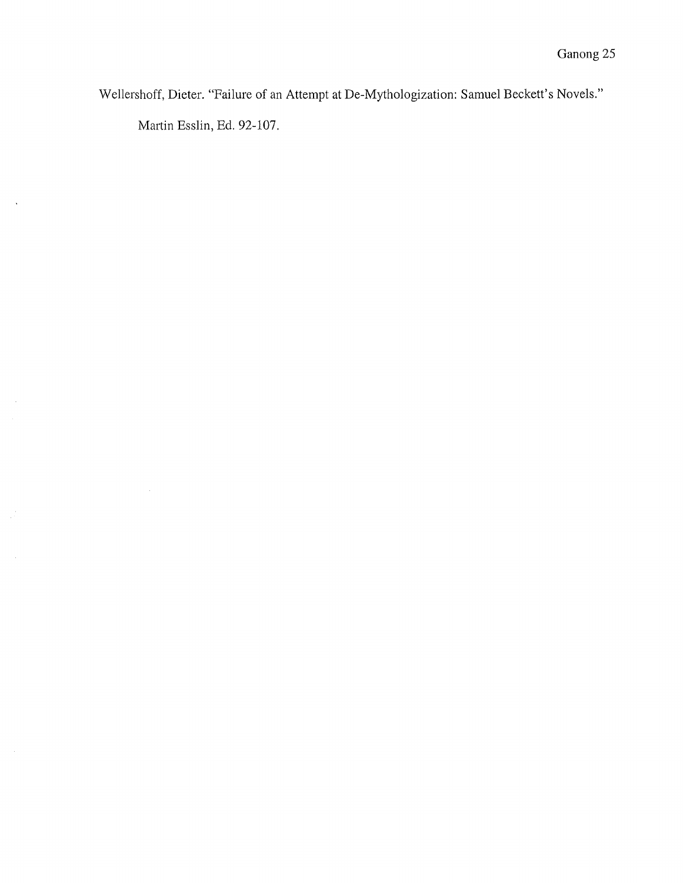Wellershoff, Dieter. "Failure of an Attempt at De-Mythologization: Samuel Beckett's Novels." Martin Esslin, Ed. 92-107.